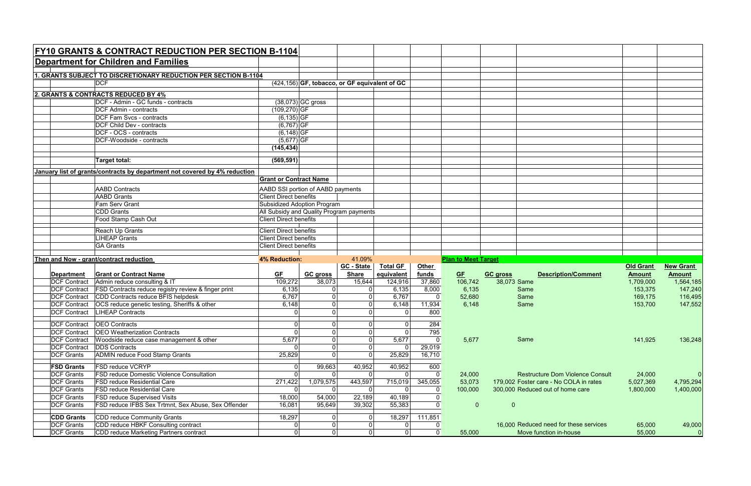## FY10 GRANTS & CONTRACT REDUCTION PER SECTION B-1104

### Department for Children and Families

**1. GRANTS SUBJECT TO DISCRETIONARY REDUCTION PER SECTION B-1104**

| | |
|---|---|
| DCF | (424,156) **GF, tobacco, or GF equivalent of GC** |

**2. GRANTS & CONTRACTS REDUCED BY 4%**

| | | |
|---|---|---|
| DCF - Admin - GC funds - contracts | (38,073) | GC gross |
| DCF Admin - contracts | (109,270) | GF |
| DCF Fam Svcs - contracts | (6,135) | GF |
| DCF Child Dev - contracts | (6,767) | GF |
| DCF - OCS - contracts | (6,148) | GF |
| DCF-Woodside - contracts | (5,677) | GF |
| | **(145,434)** | |
| **Target total:** | **(569,591)** | |

**January list of grants/contracts by department not covered by 4% reduction**

| | **Grant or Contract Name** |
|---|---|
| AABD Contracts | AABD SSI portion of AABD payments |
| AABD Grants | Client Direct benefits |
| Fam Serv Grant | Subsidized Adoption Program |
| CDD Grants | All Subsidy and Quality Program payments |
| Food Stamp Cash Out | Client Direct benefits |
| Reach Up Grants | Client Direct benefits |
| LIHEAP Grants | Client Direct benefits |
| GA Grants | Client Direct benefits |

**Then and Now - grant/contract reduction**

| | | **4% Reduction:** | | 41.09% | | | **Plan to Meet Target** | | | | |
|---|---|---|---|---|---|---|---|---|---|---|---|
| **Department** | **Grant or Contract Name** | **GF** | **GC gross** | **GC - State Share** | **Total GF equivalent** | **Other funds** | **GF** | **GC gross** | **Description/Comment** | **Old Grant Amount** | **New Grant Amount** |
| DCF Contract | Admin reduce consulting & IT | 109,272 | 38,073 | 15,644 | 124,916 | 37,860 | 106,742 | 38,073 | Same | 1,709,000 | 1,564,185 |
| DCF Contract | FSD Contracts reduce registry review & finger print | 6,135 | 0 | 0 | 6,135 | 8,000 | 6,135 | | Same | 153,375 | 147,240 |
| DCF Contract | CDD Contracts reduce BFIS helpdesk | 6,767 | 0 | 0 | 6,767 | 0 | 52,680 | | Same | 169,175 | 116,495 |
| DCF Contract | OCS reduce genetic testing, Sheriffs & other | 6,148 | 0 | 0 | 6,148 | 11,934 | 6,148 | | Same | 153,700 | 147,552 |
| DCF Contract | LIHEAP Contracts | 0 | 0 | 0 | 0 | 800 | | | | | |
| DCF Contract | OEO Contracts | 0 | 0 | 0 | 0 | 284 | | | | | |
| DCF Contract | OEO Weatherization Contracts | 0 | 0 | 0 | 0 | 795 | | | | | |
| DCF Contract | Woodside reduce case management & other | 5,677 | 0 | 0 | 5,677 | 0 | 5,677 | | Same | 141,925 | 136,248 |
| DCF Contract | DDS Contracts | 0 | 0 | 0 | 0 | 29,019 | | | | | |
| DCF Grants | ADMIN reduce Food Stamp Grants | 25,829 | 0 | 0 | 25,829 | 16,710 | | | | | |
| **FSD Grants** | FSD reduce VCRYP | 0 | 99,663 | 40,952 | 40,952 | 600 | | | | | |
| DCF Grants | FSD reduce Domestic Violence Consultation | 0 | 0 | 0 | 0 | 0 | 24,000 | | Restructure Dom Violence Consult | 24,000 | 0 |
| DCF Grants | FSD reduce Residential Care | 271,422 | 1,079,575 | 443,597 | 715,019 | 345,055 | 53,073 | 179,002 | Foster care - No COLA in rates | 5,027,369 | 4,795,294 |
| DCF Grants | FSD reduce Residential Care | 0 | 0 | 0 | 0 | 0 | 100,000 | 300,000 | Reduced out of home care | 1,800,000 | 1,400,000 |
| DCF Grants | FSD reduce Supervised Visits | 18,000 | 54,000 | 22,189 | 40,189 | 0 | | | | | |
| DCF Grants | FSD reduce IFBS Sex Trtmnt, Sex Abuse, Sex Offender | 16,081 | 95,649 | 39,302 | 55,383 | 0 | 0 | 0 | | | |
| **CDD Grants** | CDD reduce Community Grants | 18,297 | 0 | 0 | 18,297 | 111,851 | | | | | |
| DCF Grants | CDD reduce HBKF Consulting contract | 0 | 0 | 0 | 0 | 0 | | 16,000 | Reduced need for these services | 65,000 | 49,000 |
| DCF Grants | CDD reduce Marketing Partners contract | 0 | 0 | 0 | 0 | 0 | 55,000 | | Move function in-house | 55,000 | 0 |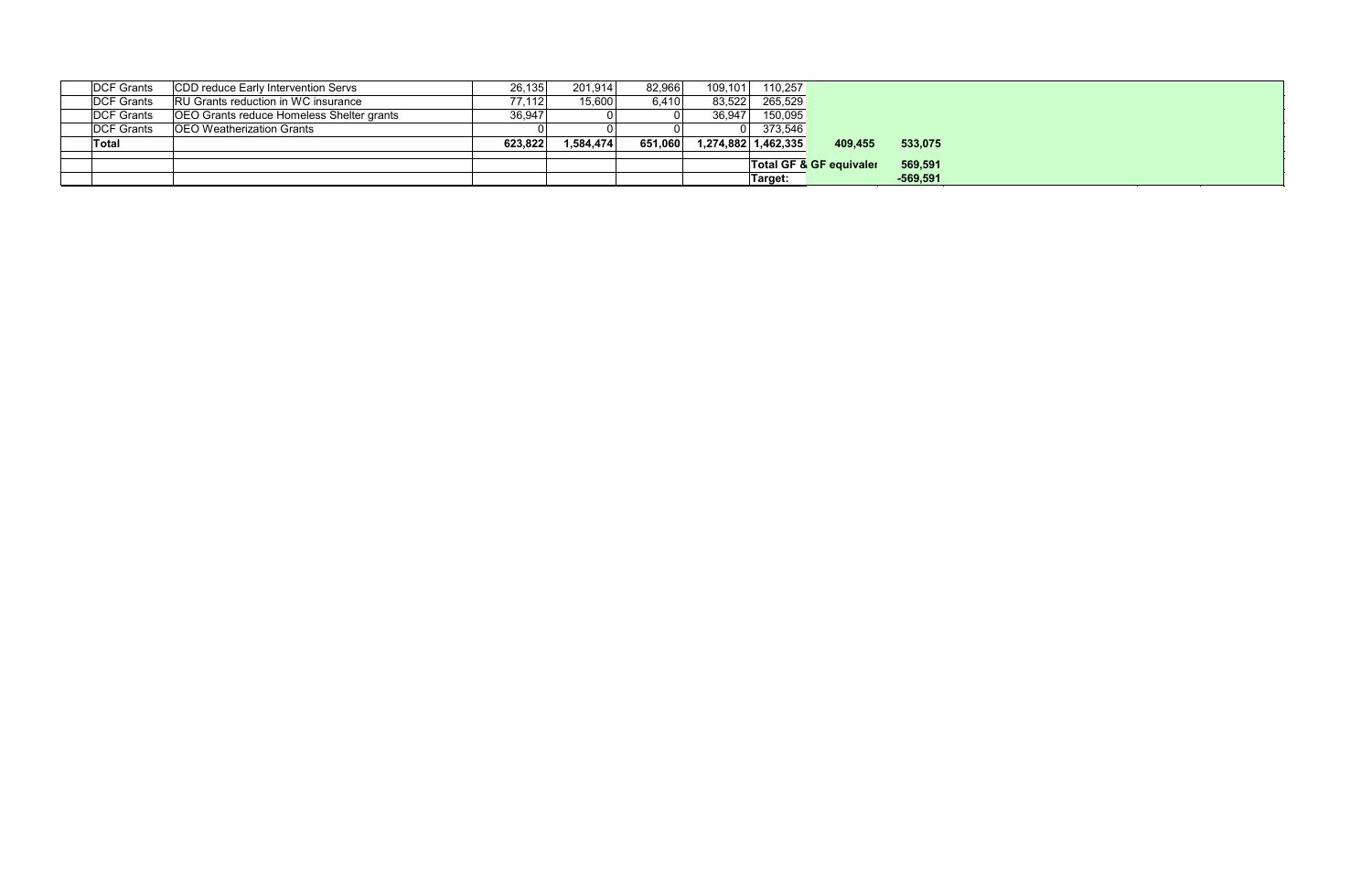| | | | | | | | | | |
|---|---|---|---|---|---|---|---|---|---|
| | DCF Grants | CDD reduce Early Intervention Servs | 26,135 | 201,914 | 82,966 | 109,101 | 110,257 | | |
| | DCF Grants | RU Grants reduction in WC insurance | 77,112 | 15,600 | 6,410 | 83,522 | 265,529 | | |
| | DCF Grants | OEO Grants reduce Homeless Shelter grants | 36,947 | 0 | 0 | 36,947 | 150,095 | | |
| | DCF Grants | OEO Weatherization Grants | 0 | 0 | 0 | 0 | 373,546 | | |
| | **Total** | | **623,822** | **1,584,474** | **651,060** | **1,274,882** | **1,462,335** | **409,455** | **533,075** |
| | | | | | | | **Total GF & GF equivaler** | | **569,591** |
| | | | | | | | **Target:** | | **-569,591** |